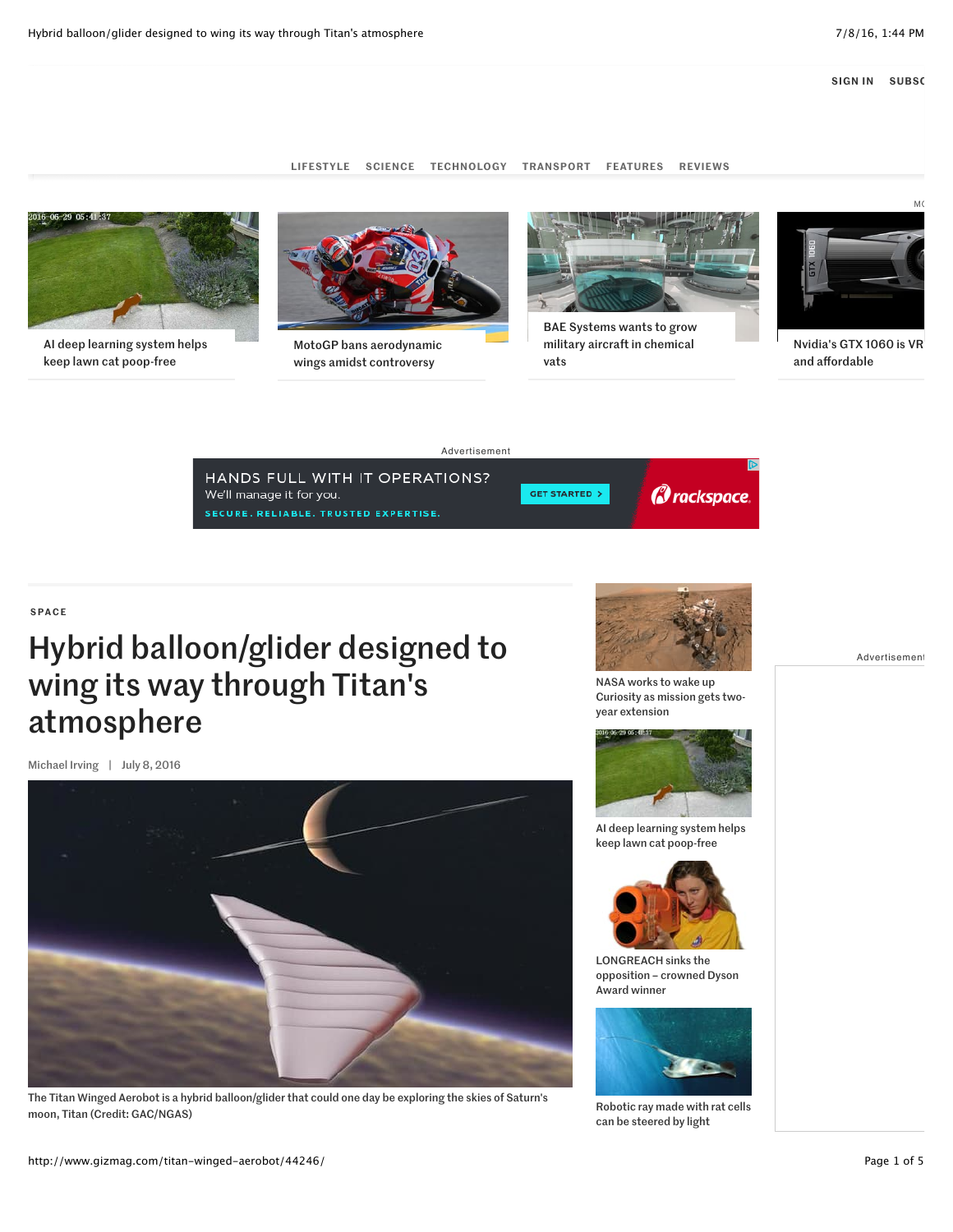SPACE

# Hybrid balloon/glider designed to wing its way through Titan's atmosphere

Michael Irving | July 8, 2016

The Titan Winged Aerobot is a hybrid balloon/glider that could one day be exploring the skies of Saturn's moon, Titan (Credit: GAC/NGAS)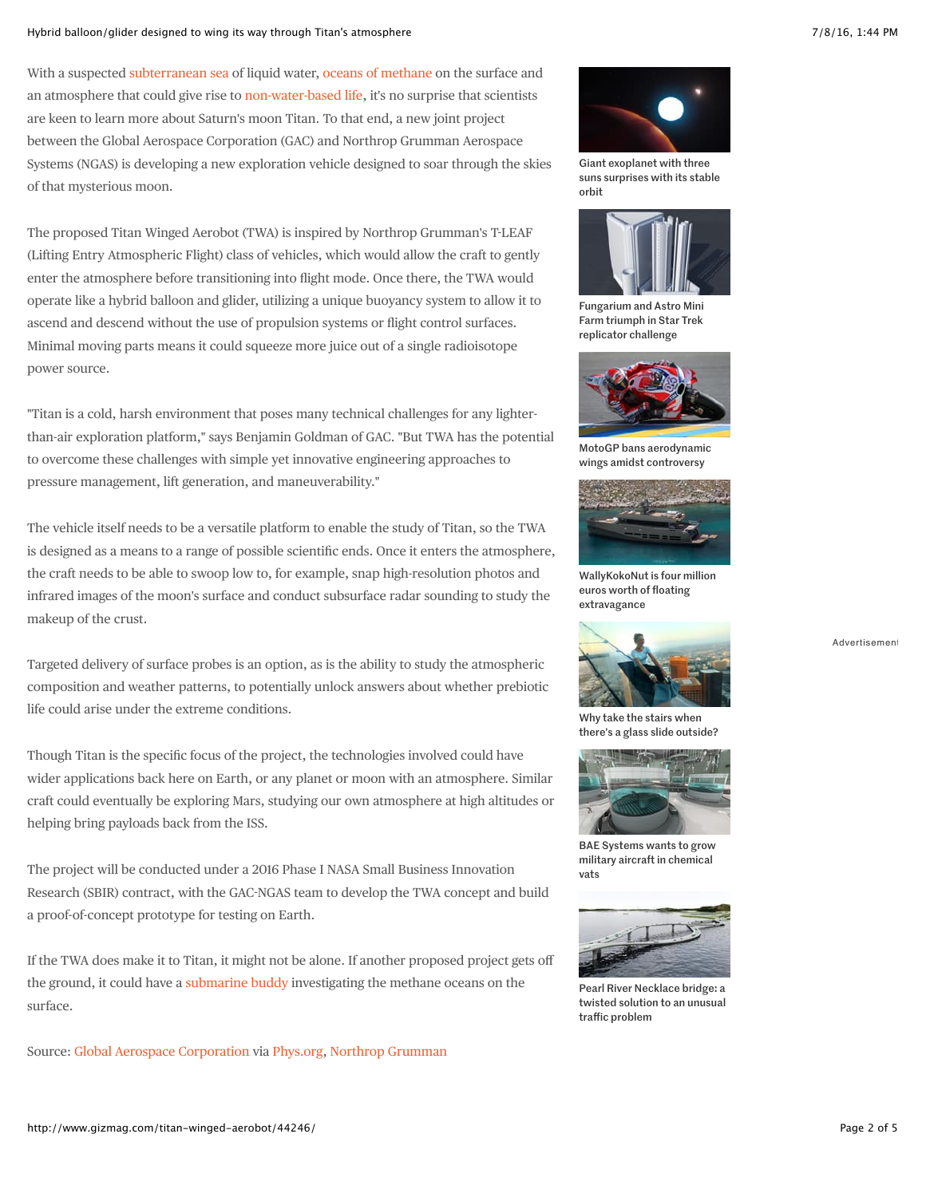With a suspected subterranean sea of liquid water, oceans of methane on the surface and an atmosphere that could give rise to non-water-based life, it's no surprise that scientists are keen to learn more about Saturn's moon Titan. To that end, a new joint project between the Global Aerospace Corporation (GAC) and Northrop Grumman Aerospace Systems (NGAS) is developing a new exploration vehicle designed to soar through the skies of that mysterious moon.

The proposed Titan Winged Aerobot (TWA) is inspired by Northrop Grumman's T-LEAF (Lifting Entry Atmospheric Flight) class of vehicles, which would allow the craft to gently enter the atmosphere before transitioning into flight mode. Once there, the TWA would operate like a hybrid balloon and glider, utilizing a unique buoyancy system to allow it to ascend and descend without the use of propulsion systems or flight control surfaces. Minimal moving parts means it could squeeze more juice out of a single radioisotope power source.

"Titan is a cold, harsh environment that poses many technical challenges for any lighter-than-air exploration platform," says Benjamin Goldman of GAC. "But TWA has the potential to overcome these challenges with simple yet innovative engineering approaches to pressure management, lift generation, and maneuverability."

The vehicle itself needs to be a versatile platform to enable the study of Titan, so the TWA is designed as a means to a range of possible scientific ends. Once it enters the atmosphere, the craft needs to be able to swoop low to, for example, snap high-resolution photos and infrared images of the moon's surface and conduct subsurface radar sounding to study the makeup of the crust.

Targeted delivery of surface probes is an option, as is the ability to study the atmospheric composition and weather patterns, to potentially unlock answers about whether prebiotic life could arise under the extreme conditions.

Though Titan is the specific focus of the project, the technologies involved could have wider applications back here on Earth, or any planet or moon with an atmosphere. Similar craft could eventually be exploring Mars, studying our own atmosphere at high altitudes or helping bring payloads back from the ISS.

The project will be conducted under a 2016 Phase I NASA Small Business Innovation Research (SBIR) contract, with the GAC-NGAS team to develop the TWA concept and build a proof-of-concept prototype for testing on Earth.

If the TWA does make it to Titan, it might not be alone. If another proposed project gets off the ground, it could have a submarine buddy investigating the methane oceans on the surface.

Source: Global Aerospace Corporation via Phys.org, Northrop Grumman

Giant exoplanet with three suns surprises with its stable orbit

Fungarium and Astro Mini Farm triumph in Star Trek replicator challenge

MotoGP bans aerodynamic wings amidst controversy

WallyKokoNut is four million euros worth of floating extravagance

Why take the stairs when there's a glass slide outside?

BAE Systems wants to grow military aircraft in chemical vats

Pearl River Necklace bridge: a twisted solution to an unusual traffic problem